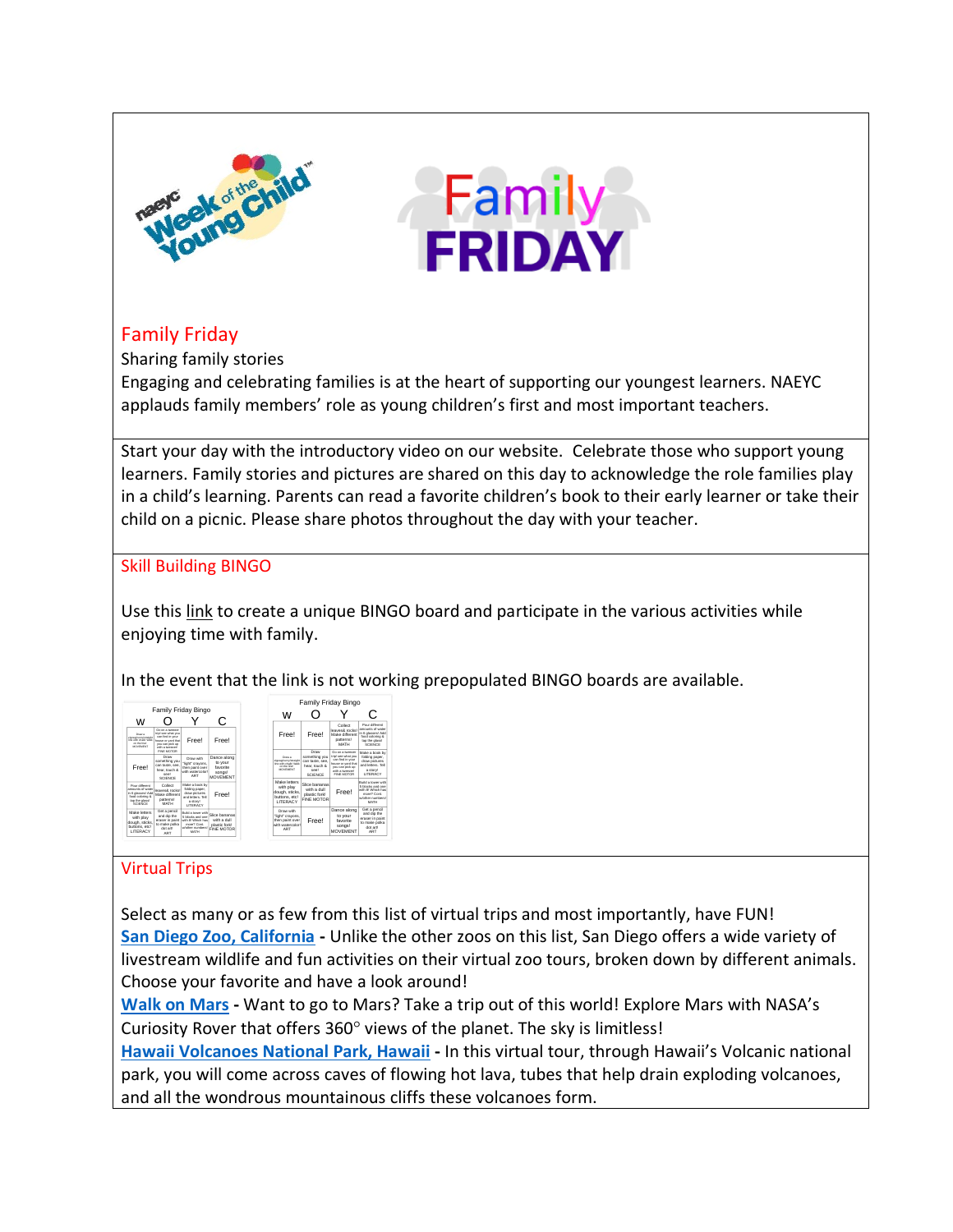## Family Friday

Sharing family stories

Engaging and celebrating families is at the heart of supporting our youngest learners. NAEYC applauds family members' role as young children's first and most important teachers.

Start your day with the introductory video on our website. Celebrate those who support young learners. Family stories and pictures are shared on this day to acknowledge the role families play in a child's learning. Parents can read a favorite children's book to their early learner or take their child on a picnic. Please share photos throughout the day with your teacher.

## Skill Building BINGO

Use this link to create a unique BINGO board and participate in the various activities while enjoying time with family.

In the event that the link is not working prepopulated BINGO boards are available.

## Virtual Trips

Select as many or as few from this list of virtual trips and most importantly, have FUN!

**San Diego Zoo, California** - Unlike the other zoos on this list, San Diego offers a wide variety of livestream wildlife and fun activities on their virtual zoo tours, broken down by different animals. Choose your favorite and have a look around!

**Walk on Mars** - Want to go to Mars? Take a trip out of this world! Explore Mars with NASA's Curiosity Rover that offers 360° views of the planet. The sky is limitless!

**Hawaii Volcanoes National Park, Hawaii** - In this virtual tour, through Hawaii's Volcanic national park, you will come across caves of flowing hot lava, tubes that help drain exploding volcanoes, and all the wondrous mountainous cliffs these volcanoes form.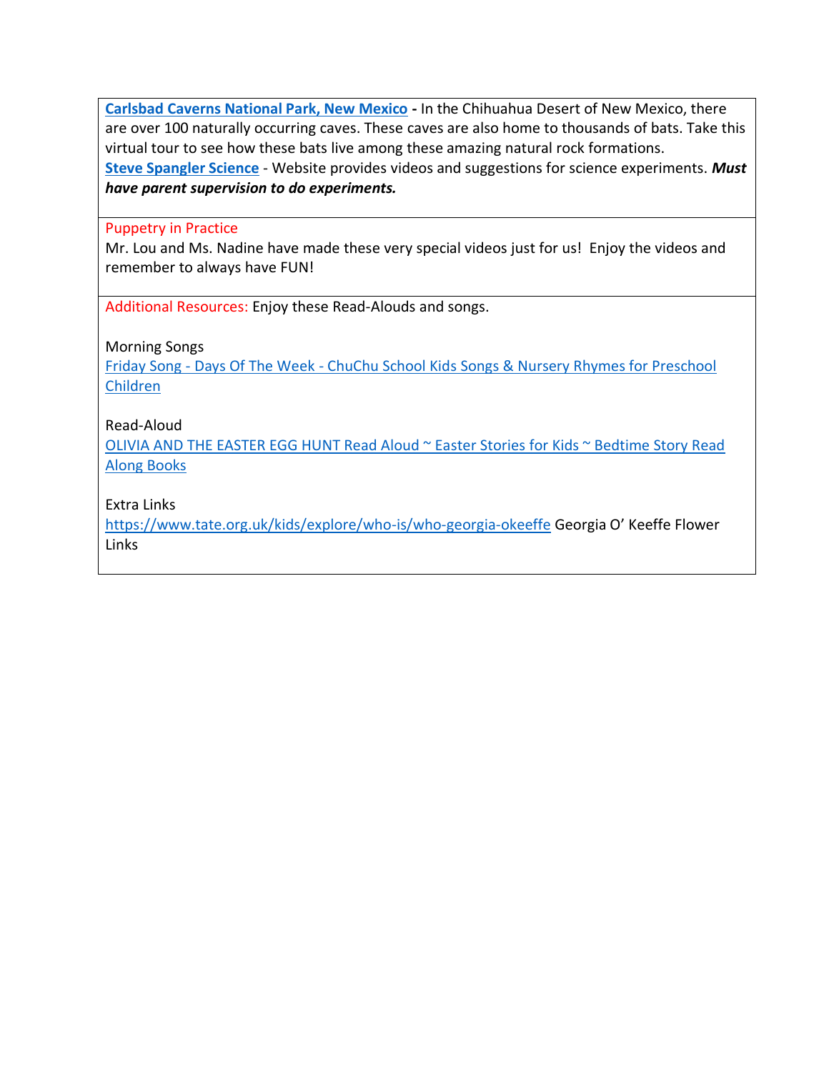**Carlsbad Caverns National Park, New Mexico** - In the Chihuahua Desert of New Mexico, there are over 100 naturally occurring caves. These caves are also home to thousands of bats. Take this virtual tour to see how these bats live among these amazing natural rock formations.

**Steve Spangler Science** - Website provides videos and suggestions for science experiments. ***Must have parent supervision to do experiments.***

Puppetry in Practice

Mr. Lou and Ms. Nadine have made these very special videos just for us! Enjoy the videos and remember to always have FUN!

Additional Resources: Enjoy these Read-Alouds and songs.

Morning Songs

Friday Song - Days Of The Week - ChuChu School Kids Songs & Nursery Rhymes for Preschool Children

Read-Aloud

OLIVIA AND THE EASTER EGG HUNT Read Aloud ~ Easter Stories for Kids ~ Bedtime Story Read Along Books

Extra Links

https://www.tate.org.uk/kids/explore/who-is/who-georgia-okeeffe Georgia O' Keeffe Flower Links